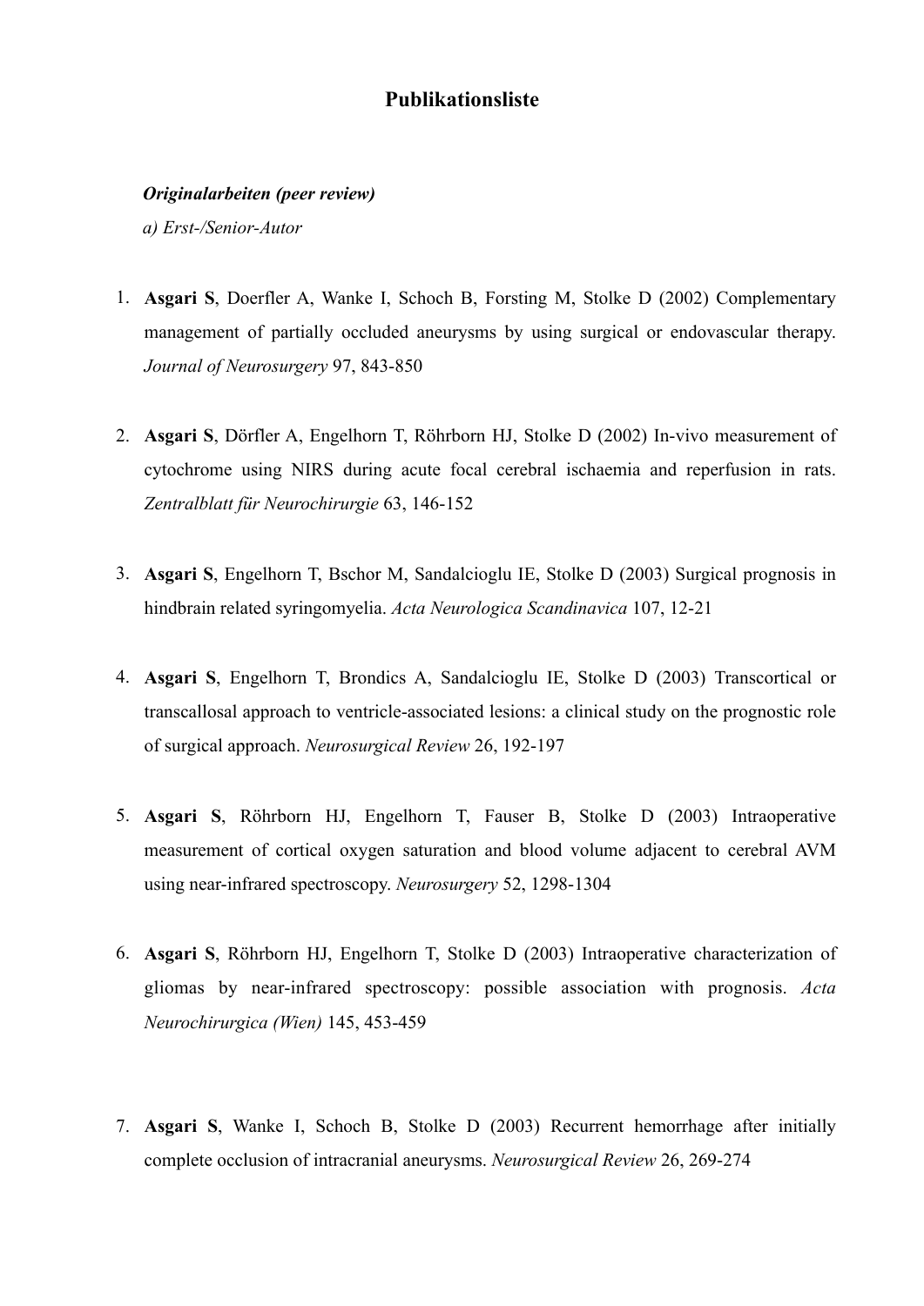# Publikationsliste

***Originalarbeiten (peer review)***

*a) Erst-/Senior-Autor*

1. **Asgari S**, Doerfler A, Wanke I, Schoch B, Forsting M, Stolke D (2002) Complementary management of partially occluded aneurysms by using surgical or endovascular therapy. *Journal of Neurosurgery* 97, 843-850

2. **Asgari S**, Dörfler A, Engelhorn T, Röhrborn HJ, Stolke D (2002) In-vivo measurement of cytochrome using NIRS during acute focal cerebral ischaemia and reperfusion in rats. *Zentralblatt für Neurochirurgie* 63, 146-152

3. **Asgari S**, Engelhorn T, Bschor M, Sandalcioglu IE, Stolke D (2003) Surgical prognosis in hindbrain related syringomyelia. *Acta Neurologica Scandinavica* 107, 12-21

4. **Asgari S**, Engelhorn T, Brondics A, Sandalcioglu IE, Stolke D (2003) Transcortical or transcallosal approach to ventricle-associated lesions: a clinical study on the prognostic role of surgical approach. *Neurosurgical Review* 26, 192-197

5. **Asgari S**, Röhrborn HJ, Engelhorn T, Fauser B, Stolke D (2003) Intraoperative measurement of cortical oxygen saturation and blood volume adjacent to cerebral AVM using near-infrared spectroscopy. *Neurosurgery* 52, 1298-1304

6. **Asgari S**, Röhrborn HJ, Engelhorn T, Stolke D (2003) Intraoperative characterization of gliomas by near-infrared spectroscopy: possible association with prognosis. *Acta Neurochirurgica (Wien)* 145, 453-459

7. **Asgari S**, Wanke I, Schoch B, Stolke D (2003) Recurrent hemorrhage after initially complete occlusion of intracranial aneurysms. *Neurosurgical Review* 26, 269-274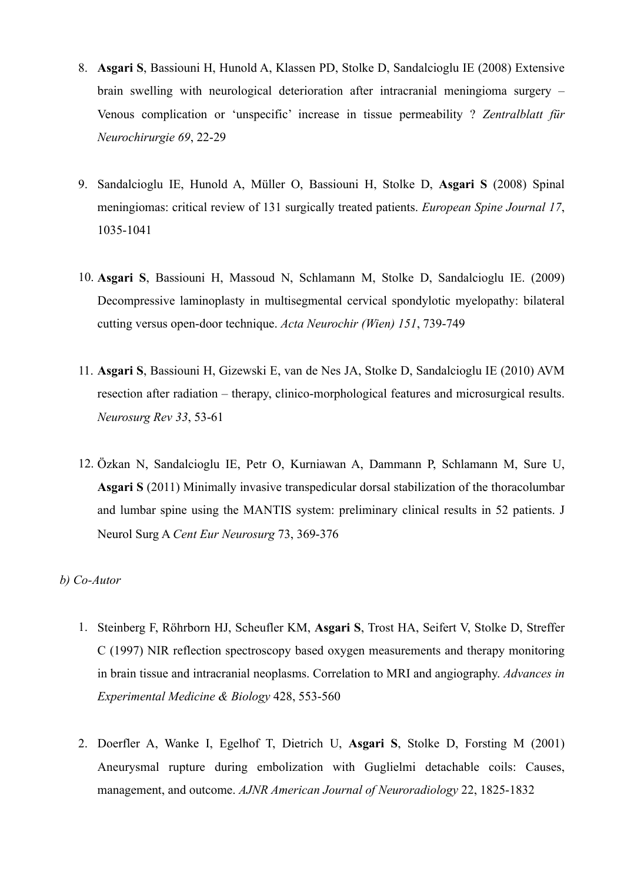8. **Asgari S**, Bassiouni H, Hunold A, Klassen PD, Stolke D, Sandalcioglu IE (2008) Extensive brain swelling with neurological deterioration after intracranial meningioma surgery – Venous complication or 'unspecific' increase in tissue permeability ? *Zentralblatt für Neurochirurgie 69*, 22-29

9. Sandalcioglu IE, Hunold A, Müller O, Bassiouni H, Stolke D, **Asgari S** (2008) Spinal meningiomas: critical review of 131 surgically treated patients. *European Spine Journal 17*, 1035-1041

10. **Asgari S**, Bassiouni H, Massoud N, Schlamann M, Stolke D, Sandalcioglu IE. (2009) Decompressive laminoplasty in multisegmental cervical spondylotic myelopathy: bilateral cutting versus open-door technique. *Acta Neurochir (Wien) 151*, 739-749

11. **Asgari S**, Bassiouni H, Gizewski E, van de Nes JA, Stolke D, Sandalcioglu IE (2010) AVM resection after radiation – therapy, clinico-morphological features and microsurgical results. *Neurosurg Rev 33*, 53-61

12. Özkan N, Sandalcioglu IE, Petr O, Kurniawan A, Dammann P, Schlamann M, Sure U, **Asgari S** (2011) Minimally invasive transpedicular dorsal stabilization of the thoracolumbar and lumbar spine using the MANTIS system: preliminary clinical results in 52 patients. J Neurol Surg A *Cent Eur Neurosurg* 73, 369-376

*b) Co-Autor*

1. Steinberg F, Röhrborn HJ, Scheufler KM, **Asgari S**, Trost HA, Seifert V, Stolke D, Streffer C (1997) NIR reflection spectroscopy based oxygen measurements and therapy monitoring in brain tissue and intracranial neoplasms. Correlation to MRI and angiography. *Advances in Experimental Medicine & Biology* 428, 553-560

2. Doerfler A, Wanke I, Egelhof T, Dietrich U, **Asgari S**, Stolke D, Forsting M (2001) Aneurysmal rupture during embolization with Guglielmi detachable coils: Causes, management, and outcome. *AJNR American Journal of Neuroradiology* 22, 1825-1832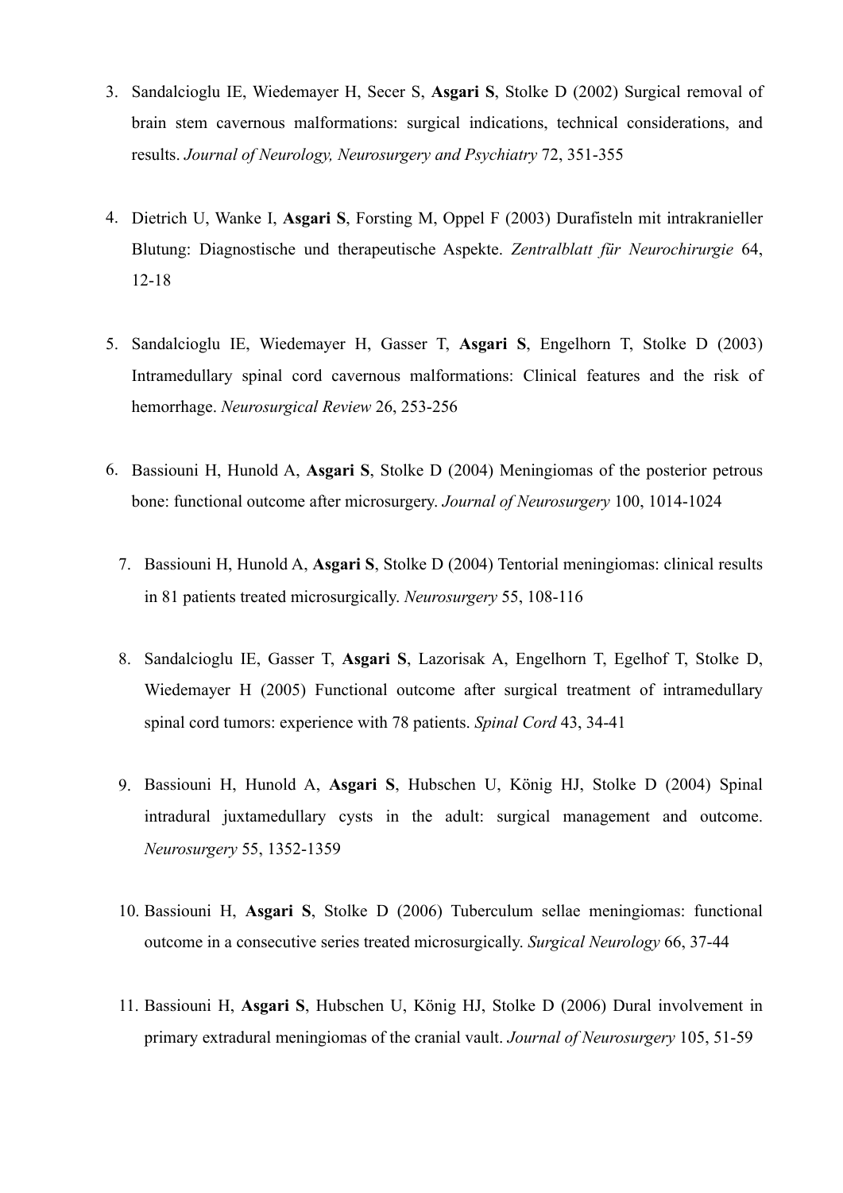3. Sandalcioglu IE, Wiedemayer H, Secer S, **Asgari S**, Stolke D (2002) Surgical removal of brain stem cavernous malformations: surgical indications, technical considerations, and results. *Journal of Neurology, Neurosurgery and Psychiatry* 72, 351-355

4. Dietrich U, Wanke I, **Asgari S**, Forsting M, Oppel F (2003) Durafisteln mit intrakranieller Blutung: Diagnostische und therapeutische Aspekte. *Zentralblatt für Neurochirurgie* 64, 12-18

5. Sandalcioglu IE, Wiedemayer H, Gasser T, **Asgari S**, Engelhorn T, Stolke D (2003) Intramedullary spinal cord cavernous malformations: Clinical features and the risk of hemorrhage. *Neurosurgical Review* 26, 253-256

6. Bassiouni H, Hunold A, **Asgari S**, Stolke D (2004) Meningiomas of the posterior petrous bone: functional outcome after microsurgery. *Journal of Neurosurgery* 100, 1014-1024

7. Bassiouni H, Hunold A, **Asgari S**, Stolke D (2004) Tentorial meningiomas: clinical results in 81 patients treated microsurgically. *Neurosurgery* 55, 108-116

8. Sandalcioglu IE, Gasser T, **Asgari S**, Lazorisak A, Engelhorn T, Egelhof T, Stolke D, Wiedemayer H (2005) Functional outcome after surgical treatment of intramedullary spinal cord tumors: experience with 78 patients. *Spinal Cord* 43, 34-41

9. Bassiouni H, Hunold A, **Asgari S**, Hubschen U, König HJ, Stolke D (2004) Spinal intradural juxtamedullary cysts in the adult: surgical management and outcome. *Neurosurgery* 55, 1352-1359

10. Bassiouni H, **Asgari S**, Stolke D (2006) Tuberculum sellae meningiomas: functional outcome in a consecutive series treated microsurgically. *Surgical Neurology* 66, 37-44

11. Bassiouni H, **Asgari S**, Hubschen U, König HJ, Stolke D (2006) Dural involvement in primary extradural meningiomas of the cranial vault. *Journal of Neurosurgery* 105, 51-59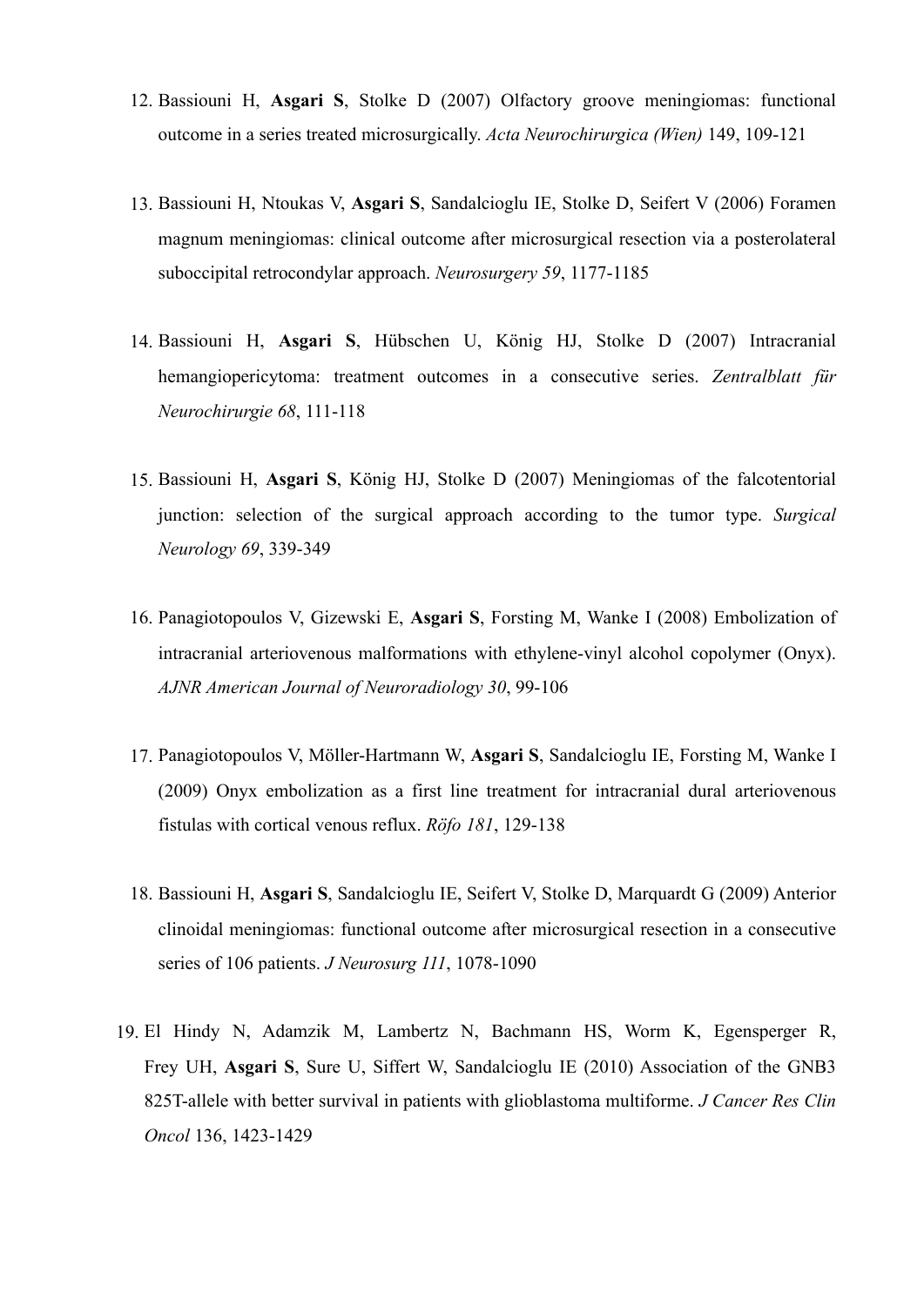12. Bassiouni H, **Asgari S**, Stolke D (2007) Olfactory groove meningiomas: functional outcome in a series treated microsurgically. *Acta Neurochirurgica (Wien)* 149, 109-121

13. Bassiouni H, Ntoukas V, **Asgari S**, Sandalcioglu IE, Stolke D, Seifert V (2006) Foramen magnum meningiomas: clinical outcome after microsurgical resection via a posterolateral suboccipital retrocondylar approach. *Neurosurgery 59*, 1177-1185

14. Bassiouni H, **Asgari S**, Hübschen U, König HJ, Stolke D (2007) Intracranial hemangiopericytoma: treatment outcomes in a consecutive series. *Zentralblatt für Neurochirurgie 68*, 111-118

15. Bassiouni H, **Asgari S**, König HJ, Stolke D (2007) Meningiomas of the falcotentorial junction: selection of the surgical approach according to the tumor type. *Surgical Neurology 69*, 339-349

16. Panagiotopoulos V, Gizewski E, **Asgari S**, Forsting M, Wanke I (2008) Embolization of intracranial arteriovenous malformations with ethylene-vinyl alcohol copolymer (Onyx). *AJNR American Journal of Neuroradiology 30*, 99-106

17. Panagiotopoulos V, Möller-Hartmann W, **Asgari S**, Sandalcioglu IE, Forsting M, Wanke I (2009) Onyx embolization as a first line treatment for intracranial dural arteriovenous fistulas with cortical venous reflux. *Röfo 181*, 129-138

18. Bassiouni H, **Asgari S**, Sandalcioglu IE, Seifert V, Stolke D, Marquardt G (2009) Anterior clinoidal meningiomas: functional outcome after microsurgical resection in a consecutive series of 106 patients. *J Neurosurg 111*, 1078-1090

19. El Hindy N, Adamzik M, Lambertz N, Bachmann HS, Worm K, Egensperger R, Frey UH, **Asgari S**, Sure U, Siffert W, Sandalcioglu IE (2010) Association of the GNB3 825T-allele with better survival in patients with glioblastoma multiforme. *J Cancer Res Clin Oncol* 136, 1423-1429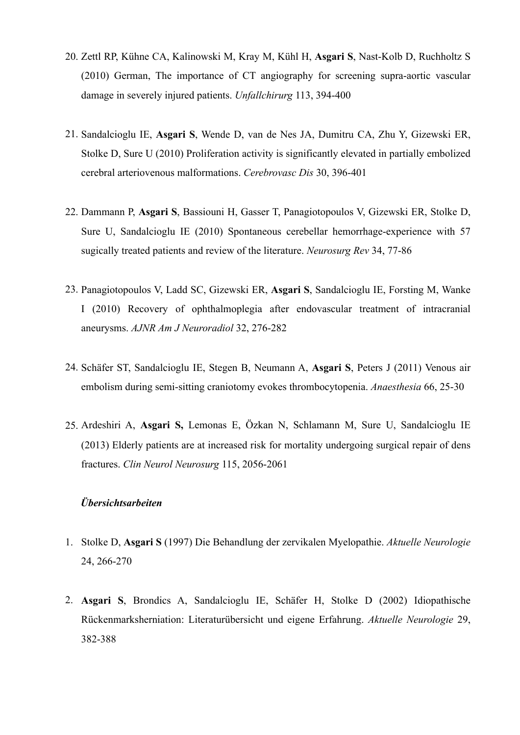20. Zettl RP, Kühne CA, Kalinowski M, Kray M, Kühl H, **Asgari S**, Nast-Kolb D, Ruchholtz S (2010) German, The importance of CT angiography for screening supra-aortic vascular damage in severely injured patients. *Unfallchirurg* 113, 394-400

21. Sandalcioglu IE, **Asgari S**, Wende D, van de Nes JA, Dumitru CA, Zhu Y, Gizewski ER, Stolke D, Sure U (2010) Proliferation activity is significantly elevated in partially embolized cerebral arteriovenous malformations. *Cerebrovasc Dis* 30, 396-401

22. Dammann P, **Asgari S**, Bassiouni H, Gasser T, Panagiotopoulos V, Gizewski ER, Stolke D, Sure U, Sandalcioglu IE (2010) Spontaneous cerebellar hemorrhage-experience with 57 sugically treated patients and review of the literature. *Neurosurg Rev* 34, 77-86

23. Panagiotopoulos V, Ladd SC, Gizewski ER, **Asgari S**, Sandalcioglu IE, Forsting M, Wanke I (2010) Recovery of ophthalmoplegia after endovascular treatment of intracranial aneurysms. *AJNR Am J Neuroradiol* 32, 276-282

24. Schäfer ST, Sandalcioglu IE, Stegen B, Neumann A, **Asgari S**, Peters J (2011) Venous air embolism during semi-sitting craniotomy evokes thrombocytopenia. *Anaesthesia* 66, 25-30

25. Ardeshiri A, **Asgari S,** Lemonas E, Özkan N, Schlamann M, Sure U, Sandalcioglu IE (2013) Elderly patients are at increased risk for mortality undergoing surgical repair of dens fractures. *Clin Neurol Neurosurg* 115, 2056-2061

***Übersichtsarbeiten***

1. Stolke D, **Asgari S** (1997) Die Behandlung der zervikalen Myelopathie. *Aktuelle Neurologie* 24, 266-270

2. **Asgari S**, Brondics A, Sandalcioglu IE, Schäfer H, Stolke D (2002) Idiopathische Rückenmarksherniation: Literaturübersicht und eigene Erfahrung. *Aktuelle Neurologie* 29, 382-388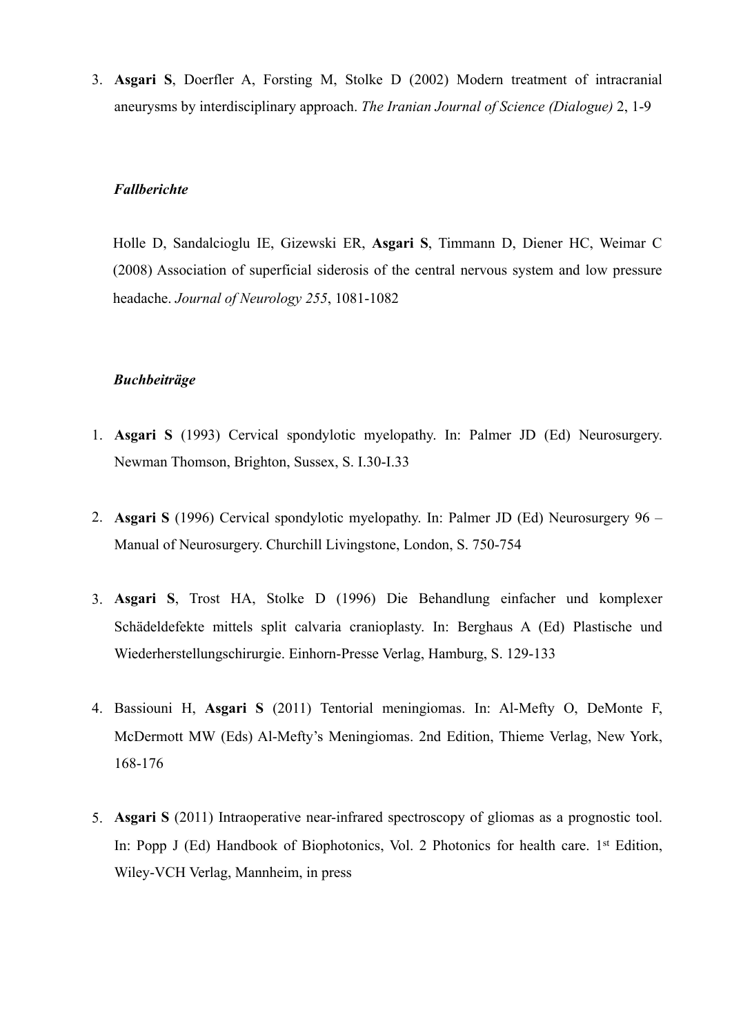3. **Asgari S**, Doerfler A, Forsting M, Stolke D (2002) Modern treatment of intracranial aneurysms by interdisciplinary approach. *The Iranian Journal of Science (Dialogue)* 2, 1-9

***Fallberichte***

Holle D, Sandalcioglu IE, Gizewski ER, **Asgari S**, Timmann D, Diener HC, Weimar C (2008) Association of superficial siderosis of the central nervous system and low pressure headache. *Journal of Neurology 255*, 1081-1082

***Buchbeiträge***

1. **Asgari S** (1993) Cervical spondylotic myelopathy. In: Palmer JD (Ed) Neurosurgery. Newman Thomson, Brighton, Sussex, S. I.30-I.33

2. **Asgari S** (1996) Cervical spondylotic myelopathy. In: Palmer JD (Ed) Neurosurgery 96 – Manual of Neurosurgery. Churchill Livingstone, London, S. 750-754

3. **Asgari S**, Trost HA, Stolke D (1996) Die Behandlung einfacher und komplexer Schädeldefekte mittels split calvaria cranioplasty. In: Berghaus A (Ed) Plastische und Wiederherstellungschirurgie. Einhorn-Presse Verlag, Hamburg, S. 129-133

4. Bassiouni H, **Asgari S** (2011) Tentorial meningiomas. In: Al-Mefty O, DeMonte F, McDermott MW (Eds) Al-Mefty's Meningiomas. 2nd Edition, Thieme Verlag, New York, 168-176

5. **Asgari S** (2011) Intraoperative near-infrared spectroscopy of gliomas as a prognostic tool. In: Popp J (Ed) Handbook of Biophotonics, Vol. 2 Photonics for health care. 1st Edition, Wiley-VCH Verlag, Mannheim, in press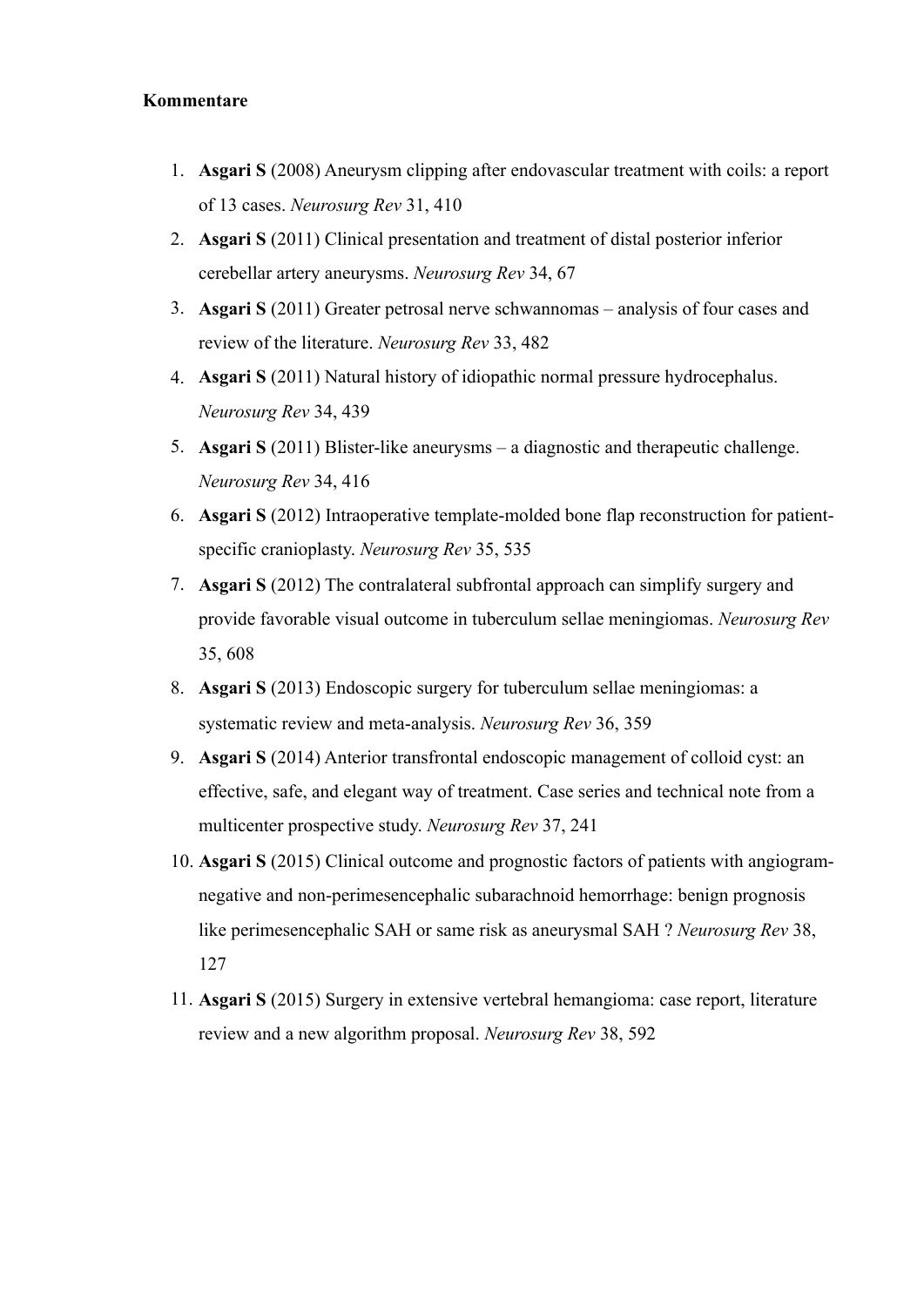**Kommentare**

1. **Asgari S** (2008) Aneurysm clipping after endovascular treatment with coils: a report of 13 cases. *Neurosurg Rev* 31, 410
2. **Asgari S** (2011) Clinical presentation and treatment of distal posterior inferior cerebellar artery aneurysms. *Neurosurg Rev* 34, 67
3. **Asgari S** (2011) Greater petrosal nerve schwannomas – analysis of four cases and review of the literature. *Neurosurg Rev* 33, 482
4. **Asgari S** (2011) Natural history of idiopathic normal pressure hydrocephalus. *Neurosurg Rev* 34, 439
5. **Asgari S** (2011) Blister-like aneurysms – a diagnostic and therapeutic challenge. *Neurosurg Rev* 34, 416
6. **Asgari S** (2012) Intraoperative template-molded bone flap reconstruction for patient-specific cranioplasty. *Neurosurg Rev* 35, 535
7. **Asgari S** (2012) The contralateral subfrontal approach can simplify surgery and provide favorable visual outcome in tuberculum sellae meningiomas. *Neurosurg Rev* 35, 608
8. **Asgari S** (2013) Endoscopic surgery for tuberculum sellae meningiomas: a systematic review and meta-analysis. *Neurosurg Rev* 36, 359
9. **Asgari S** (2014) Anterior transfrontal endoscopic management of colloid cyst: an effective, safe, and elegant way of treatment. Case series and technical note from a multicenter prospective study. *Neurosurg Rev* 37, 241
10. **Asgari S** (2015) Clinical outcome and prognostic factors of patients with angiogram-negative and non-perimesencephalic subarachnoid hemorrhage: benign prognosis like perimesencephalic SAH or same risk as aneurysmal SAH ? *Neurosurg Rev* 38, 127
11. **Asgari S** (2015) Surgery in extensive vertebral hemangioma: case report, literature review and a new algorithm proposal. *Neurosurg Rev* 38, 592